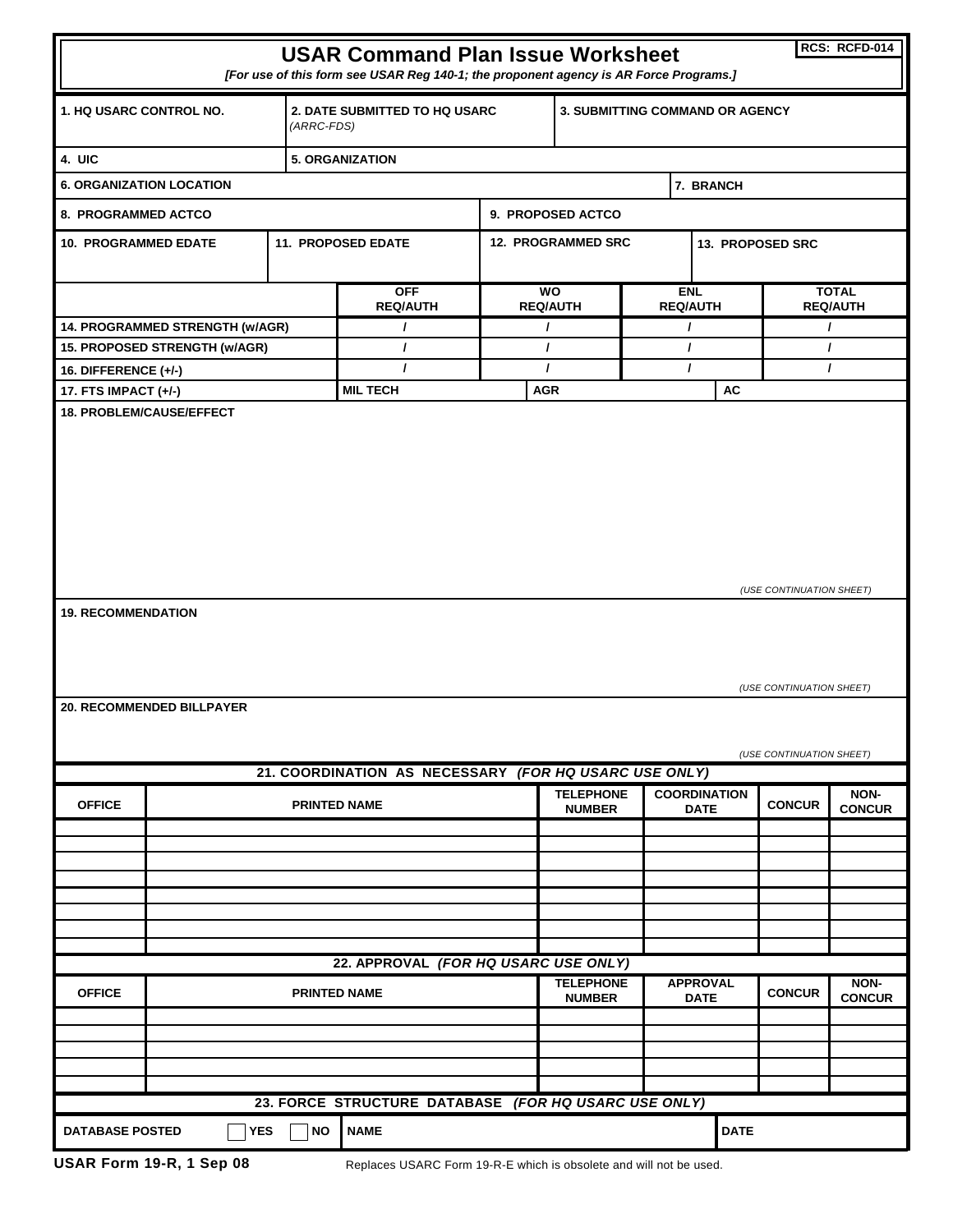# USAR Command Plan Issue Worksheet

**RCS: RCFD-014**

*[For use of this form see USAR Reg 140-1; the proponent agency is AR Force Programs.]*

| 1. HQ USARC CONTROL NO. | 2. DATE SUBMITTED TO HQ USARC *(ARRC-FDS)* | 3. SUBMITTING COMMAND OR AGENCY |
|---|---|---|
| | | |

| 4. UIC | 5. ORGANIZATION |
|---|---|
| | |

| 6. ORGANIZATION LOCATION | 7. BRANCH |
|---|---|
| | |

| 8. PROGRAMMED ACTCO | 9. PROPOSED ACTCO |
|---|---|
| | |

| 10. PROGRAMMED EDATE | 11. PROPOSED EDATE | 12. PROGRAMMED SRC | 13. PROPOSED SRC |
|---|---|---|---|
| | | | |

| | OFF REQ/AUTH | WO REQ/AUTH | ENL REQ/AUTH | TOTAL REQ/AUTH |
|---|---|---|---|---|
| 14. PROGRAMMED STRENGTH (w/AGR) | / | / | / | / |
| 15. PROPOSED STRENGTH (w/AGR) | / | / | / | / |
| 16. DIFFERENCE (+/-) | / | / | / | / |
| 17. FTS IMPACT (+/-) | MIL TECH | AGR | AC | |

**18. PROBLEM/CAUSE/EFFECT**

*(USE CONTINUATION SHEET)*

**19. RECOMMENDATION**

*(USE CONTINUATION SHEET)*

**20. RECOMMENDED BILLPAYER**

*(USE CONTINUATION SHEET)*

## 21. COORDINATION AS NECESSARY *(FOR HQ USARC USE ONLY)*

| OFFICE | PRINTED NAME | TELEPHONE NUMBER | COORDINATION DATE | CONCUR | NON-CONCUR |
|---|---|---|---|---|---|
| | | | | | |
| | | | | | |
| | | | | | |
| | | | | | |
| | | | | | |
| | | | | | |
| | | | | | |
| | | | | | |

## 22. APPROVAL *(FOR HQ USARC USE ONLY)*

| OFFICE | PRINTED NAME | TELEPHONE NUMBER | APPROVAL DATE | CONCUR | NON-CONCUR |
|---|---|---|---|---|---|
| | | | | | |
| | | | | | |
| | | | | | |
| | | | | | |
| | | | | | |

## 23. FORCE STRUCTURE DATABASE *(FOR HQ USARC USE ONLY)*

| DATABASE POSTED ☐ YES ☐ NO | NAME | DATE |
|---|---|---|
| | | |

**USAR Form 19-R, 1 Sep 08** Replaces USARC Form 19-R-E which is obsolete and will not be used.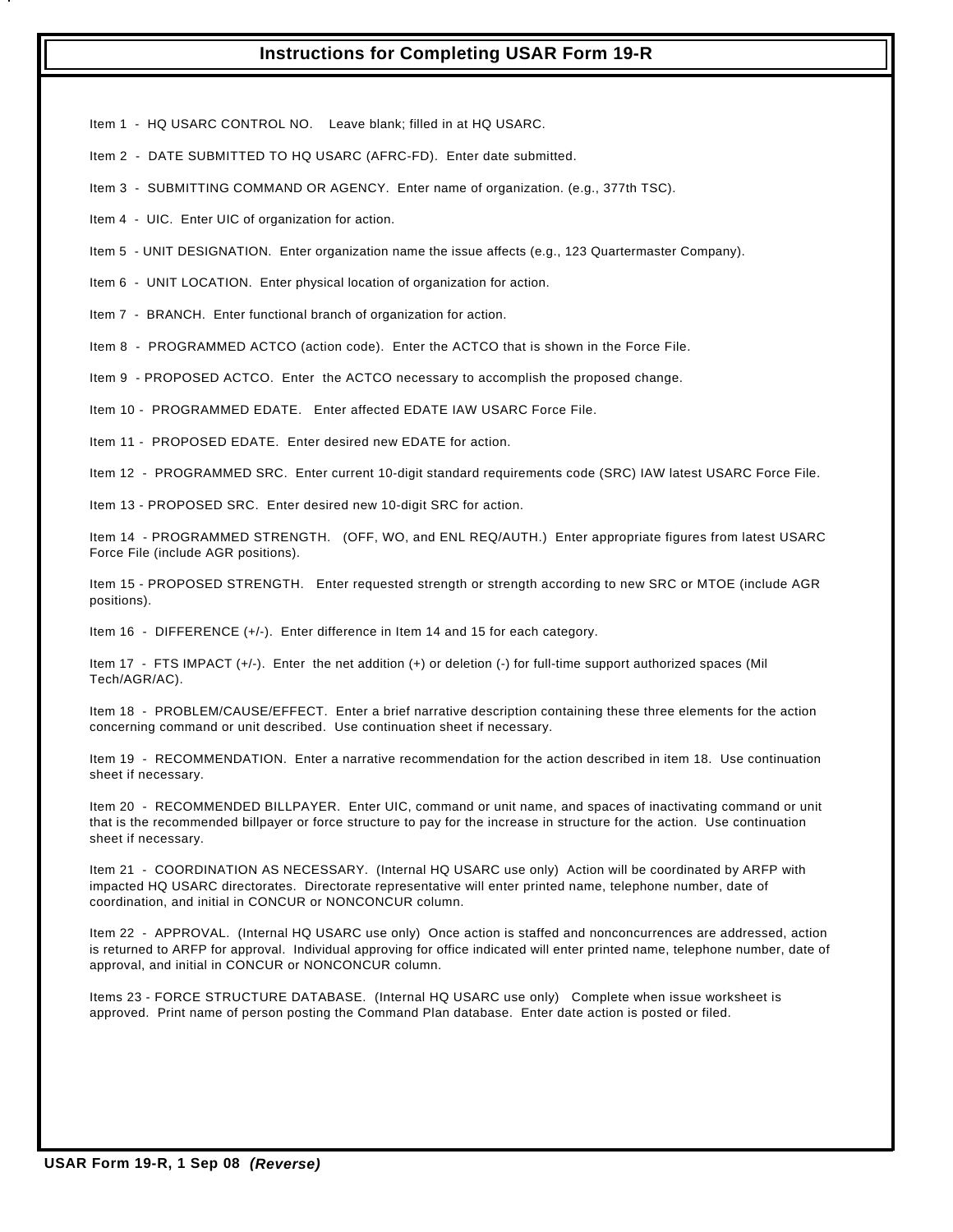# Instructions for Completing USAR Form 19-R

Item 1 - HQ USARC CONTROL NO. Leave blank; filled in at HQ USARC.

Item 2 - DATE SUBMITTED TO HQ USARC (AFRC-FD). Enter date submitted.

Item 3 - SUBMITTING COMMAND OR AGENCY. Enter name of organization. (e.g., 377th TSC).

Item 4 - UIC. Enter UIC of organization for action.

Item 5 - UNIT DESIGNATION. Enter organization name the issue affects (e.g., 123 Quartermaster Company).

Item 6 - UNIT LOCATION. Enter physical location of organization for action.

Item 7 - BRANCH. Enter functional branch of organization for action.

Item 8 - PROGRAMMED ACTCO (action code). Enter the ACTCO that is shown in the Force File.

Item 9 - PROPOSED ACTCO. Enter the ACTCO necessary to accomplish the proposed change.

Item 10 - PROGRAMMED EDATE. Enter affected EDATE IAW USARC Force File.

Item 11 - PROPOSED EDATE. Enter desired new EDATE for action.

Item 12 - PROGRAMMED SRC. Enter current 10-digit standard requirements code (SRC) IAW latest USARC Force File.

Item 13 - PROPOSED SRC. Enter desired new 10-digit SRC for action.

Item 14 - PROGRAMMED STRENGTH. (OFF, WO, and ENL REQ/AUTH.) Enter appropriate figures from latest USARC Force File (include AGR positions).

Item 15 - PROPOSED STRENGTH. Enter requested strength or strength according to new SRC or MTOE (include AGR positions).

Item 16 - DIFFERENCE (+/-). Enter difference in Item 14 and 15 for each category.

Item 17 - FTS IMPACT (+/-). Enter the net addition (+) or deletion (-) for full-time support authorized spaces (Mil Tech/AGR/AC).

Item 18 - PROBLEM/CAUSE/EFFECT. Enter a brief narrative description containing these three elements for the action concerning command or unit described. Use continuation sheet if necessary.

Item 19 - RECOMMENDATION. Enter a narrative recommendation for the action described in item 18. Use continuation sheet if necessary.

Item 20 - RECOMMENDED BILLPAYER. Enter UIC, command or unit name, and spaces of inactivating command or unit that is the recommended billpayer or force structure to pay for the increase in structure for the action. Use continuation sheet if necessary.

Item 21 - COORDINATION AS NECESSARY. (Internal HQ USARC use only) Action will be coordinated by ARFP with impacted HQ USARC directorates. Directorate representative will enter printed name, telephone number, date of coordination, and initial in CONCUR or NONCONCUR column.

Item 22 - APPROVAL. (Internal HQ USARC use only) Once action is staffed and nonconcurrences are addressed, action is returned to ARFP for approval. Individual approving for office indicated will enter printed name, telephone number, date of approval, and initial in CONCUR or NONCONCUR column.

Items 23 - FORCE STRUCTURE DATABASE. (Internal HQ USARC use only) Complete when issue worksheet is approved. Print name of person posting the Command Plan database. Enter date action is posted or filed.

**USAR Form 19-R, 1 Sep 08** ***(Reverse)***